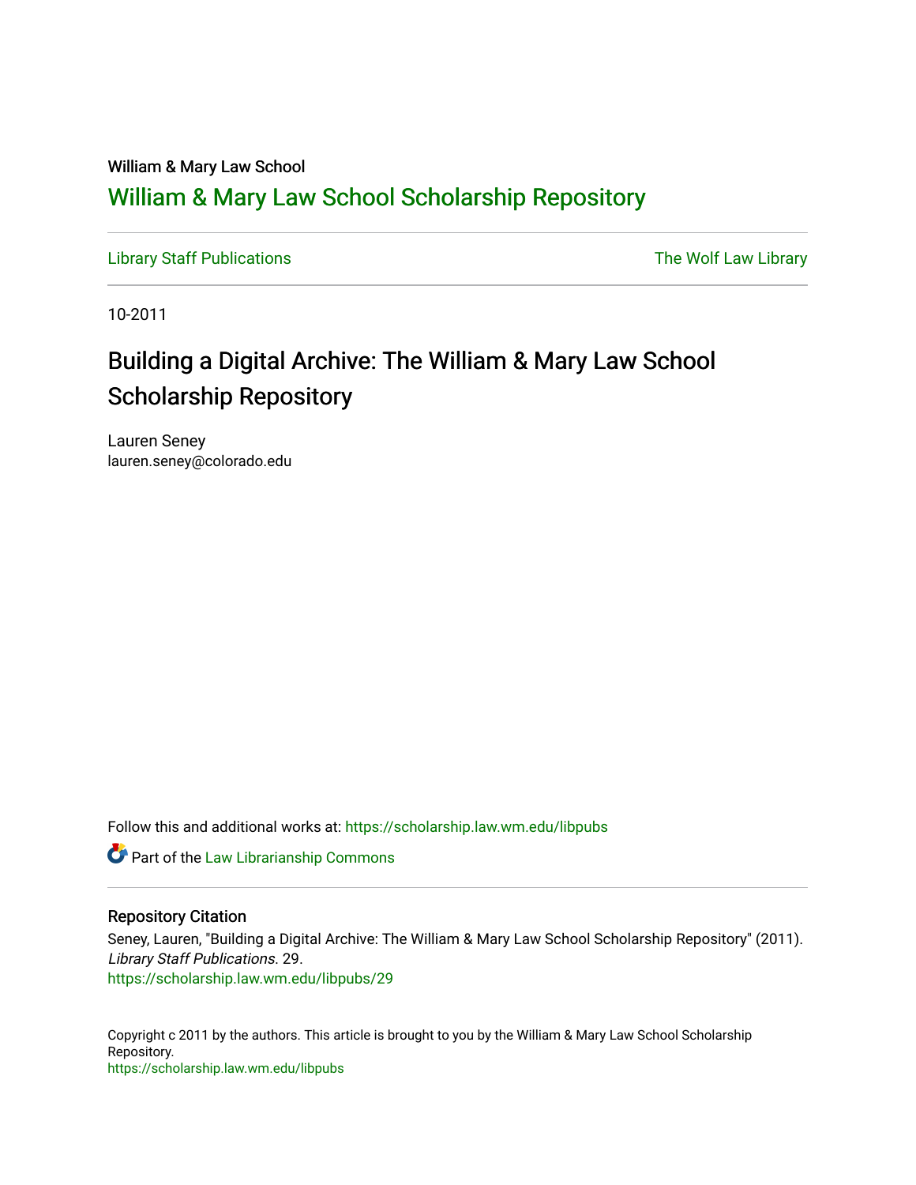William & Mary Law School

## William & Mary Law School Scholarship Repository

Library Staff Publications | The Wolf Law Library

10-2011

# Building a Digital Archive: The William & Mary Law School Scholarship Repository

Lauren Seney
lauren.seney@colorado.edu

Follow this and additional works at: https://scholarship.law.wm.edu/libpubs

Part of the Law Librarianship Commons

### Repository Citation

Seney, Lauren, "Building a Digital Archive: The William & Mary Law School Scholarship Repository" (2011). *Library Staff Publications*. 29.
https://scholarship.law.wm.edu/libpubs/29

Copyright c 2011 by the authors. This article is brought to you by the William & Mary Law School Scholarship Repository.
https://scholarship.law.wm.edu/libpubs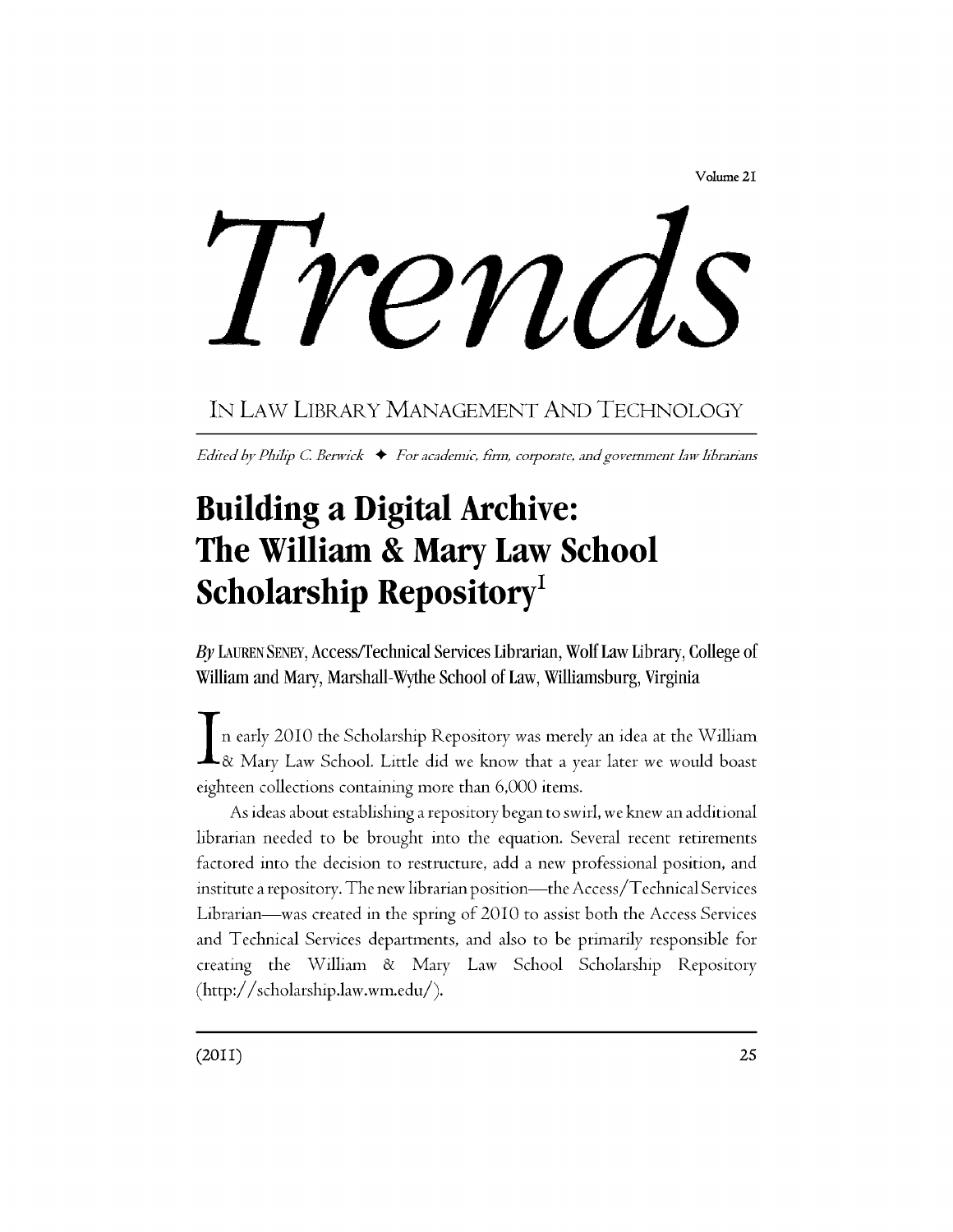# Trends

IN LAW LIBRARY MANAGEMENT AND TECHNOLOGY

*Edited by Philip C. Berwick ✦ For academic, firm, corporate, and government law librarians*

## Building a Digital Archive: The William & Mary Law School Scholarship Repository[1]

*By* LAUREN SENEY, Access/Technical Services Librarian, Wolf Law Library, College of William and Mary, Marshall-Wythe School of Law, Williamsburg, Virginia

In early 2010 the Scholarship Repository was merely an idea at the William & Mary Law School. Little did we know that a year later we would boast eighteen collections containing more than 6,000 items.

As ideas about establishing a repository began to swirl, we knew an additional librarian needed to be brought into the equation. Several recent retirements factored into the decision to restructure, add a new professional position, and institute a repository. The new librarian position—the Access/Technical Services Librarian—was created in the spring of 2010 to assist both the Access Services and Technical Services departments, and also to be primarily responsible for creating the William & Mary Law School Scholarship Repository (http://scholarship.law.wm.edu/).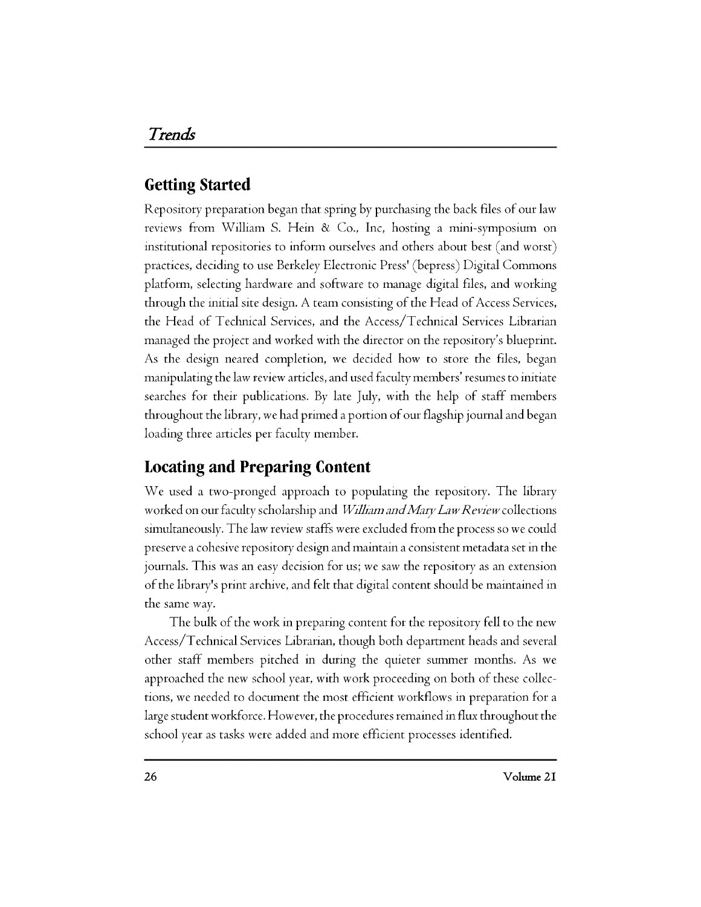## Getting Started

Repository preparation began that spring by purchasing the back files of our law reviews from William S. Hein & Co., Inc, hosting a mini-symposium on institutional repositories to inform ourselves and others about best (and worst) practices, deciding to use Berkeley Electronic Press' (bepress) Digital Commons platform, selecting hardware and software to manage digital files, and working through the initial site design. A team consisting of the Head of Access Services, the Head of Technical Services, and the Access/Technical Services Librarian managed the project and worked with the director on the repository's blueprint. As the design neared completion, we decided how to store the files, began manipulating the law review articles, and used faculty members' resumes to initiate searches for their publications. By late July, with the help of staff members throughout the library, we had primed a portion of our flagship journal and began loading three articles per faculty member.

## Locating and Preparing Content

We used a two-pronged approach to populating the repository. The library worked on our faculty scholarship and *William and Mary Law Review* collections simultaneously. The law review staffs were excluded from the process so we could preserve a cohesive repository design and maintain a consistent metadata set in the journals. This was an easy decision for us; we saw the repository as an extension of the library's print archive, and felt that digital content should be maintained in the same way.

The bulk of the work in preparing content for the repository fell to the new Access/Technical Services Librarian, though both department heads and several other staff members pitched in during the quieter summer months. As we approached the new school year, with work proceeding on both of these collections, we needed to document the most efficient workflows in preparation for a large student workforce. However, the procedures remained in flux throughout the school year as tasks were added and more efficient processes identified.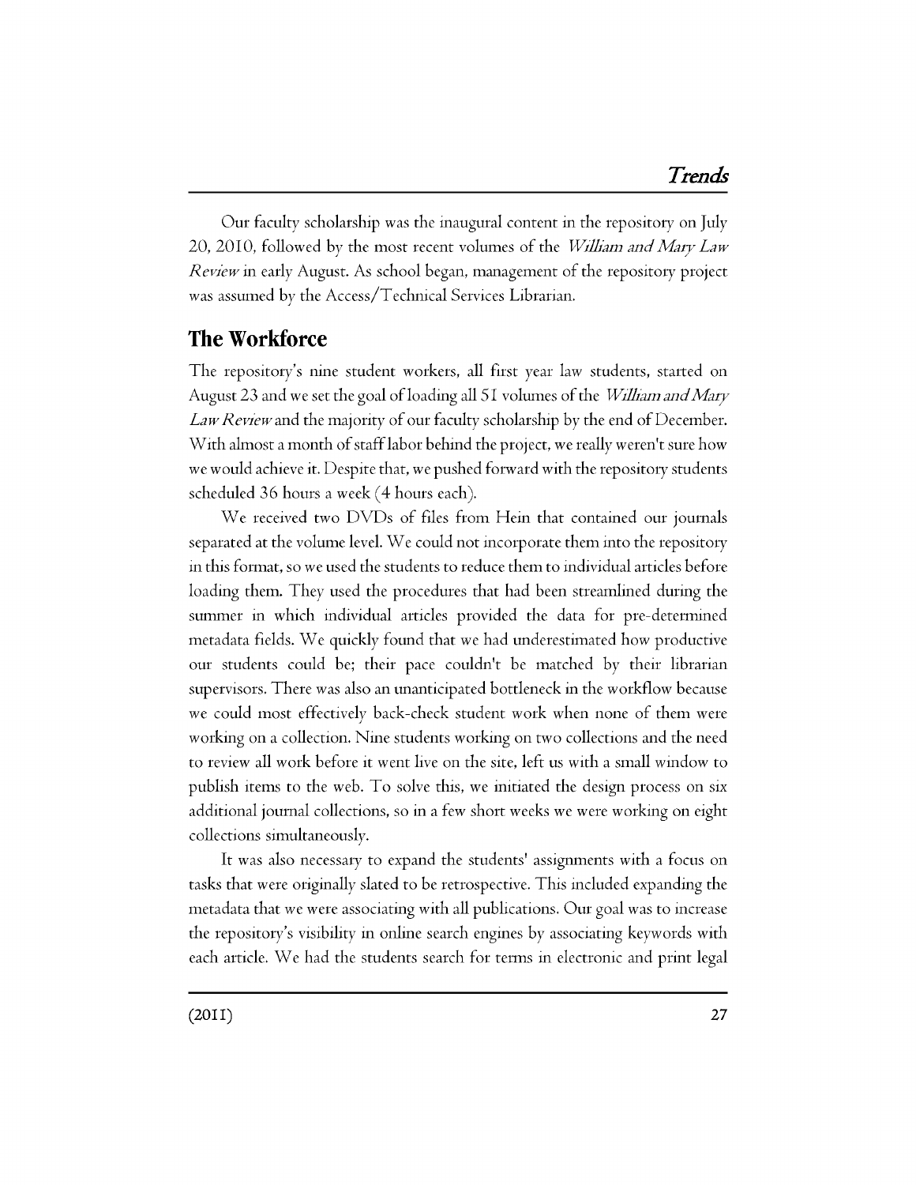Our faculty scholarship was the inaugural content in the repository on July 20, 2010, followed by the most recent volumes of the *William and Mary Law Review* in early August. As school began, management of the repository project was assumed by the Access/Technical Services Librarian.

## The Workforce

The repository's nine student workers, all first year law students, started on August 23 and we set the goal of loading all 51 volumes of the *William and Mary Law Review* and the majority of our faculty scholarship by the end of December. With almost a month of staff labor behind the project, we really weren't sure how we would achieve it. Despite that, we pushed forward with the repository students scheduled 36 hours a week (4 hours each).

We received two DVDs of files from Hein that contained our journals separated at the volume level. We could not incorporate them into the repository in this format, so we used the students to reduce them to individual articles before loading them. They used the procedures that had been streamlined during the summer in which individual articles provided the data for pre-determined metadata fields. We quickly found that we had underestimated how productive our students could be; their pace couldn't be matched by their librarian supervisors. There was also an unanticipated bottleneck in the workflow because we could most effectively back-check student work when none of them were working on a collection. Nine students working on two collections and the need to review all work before it went live on the site, left us with a small window to publish items to the web. To solve this, we initiated the design process on six additional journal collections, so in a few short weeks we were working on eight collections simultaneously.

It was also necessary to expand the students' assignments with a focus on tasks that were originally slated to be retrospective. This included expanding the metadata that we were associating with all publications. Our goal was to increase the repository's visibility in online search engines by associating keywords with each article. We had the students search for terms in electronic and print legal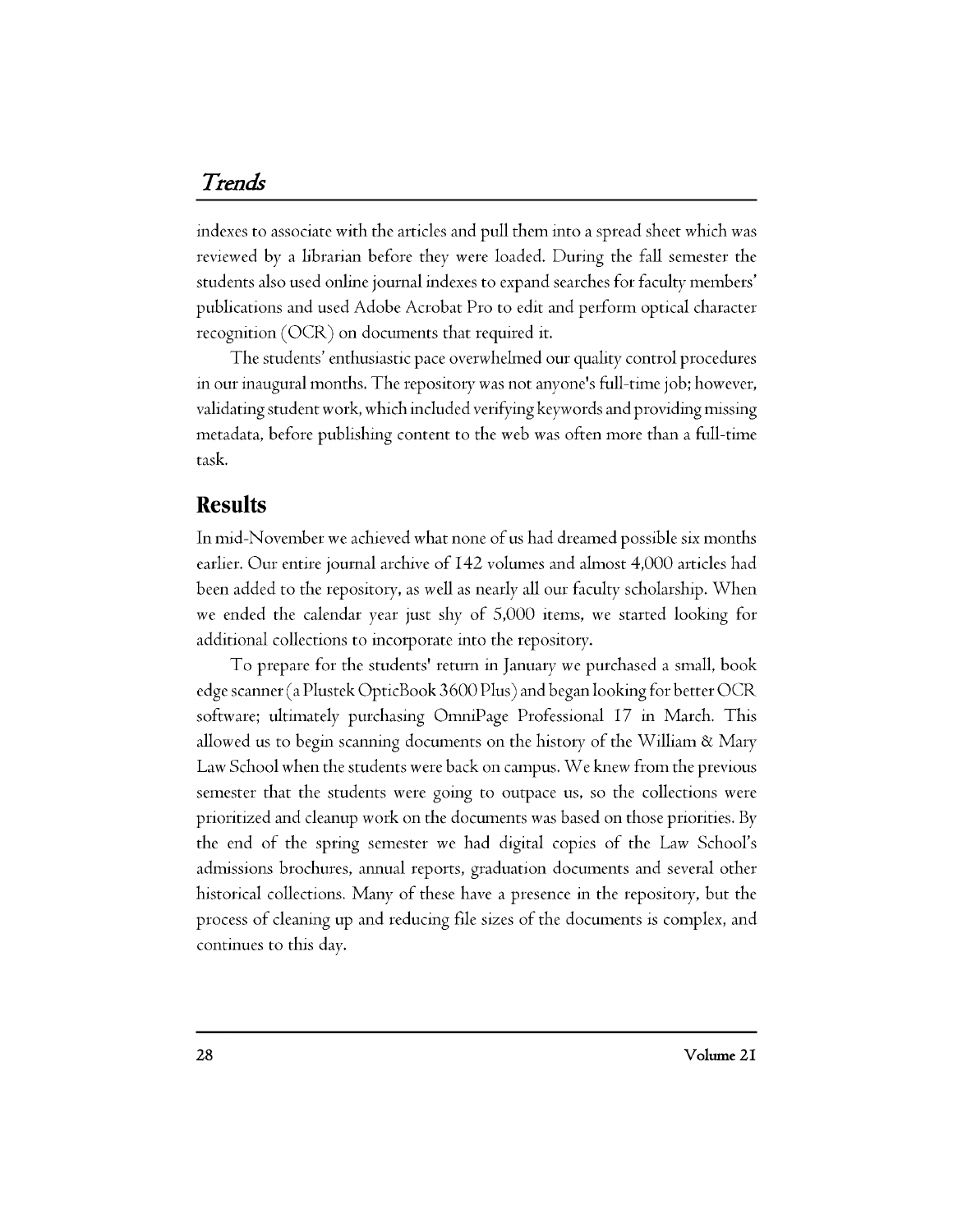indexes to associate with the articles and pull them into a spread sheet which was reviewed by a librarian before they were loaded. During the fall semester the students also used online journal indexes to expand searches for faculty members' publications and used Adobe Acrobat Pro to edit and perform optical character recognition (OCR) on documents that required it.

The students' enthusiastic pace overwhelmed our quality control procedures in our inaugural months. The repository was not anyone's full-time job; however, validating student work, which included verifying keywords and providing missing metadata, before publishing content to the web was often more than a full-time task.

## Results

In mid-November we achieved what none of us had dreamed possible six months earlier. Our entire journal archive of 142 volumes and almost 4,000 articles had been added to the repository, as well as nearly all our faculty scholarship. When we ended the calendar year just shy of 5,000 items, we started looking for additional collections to incorporate into the repository.

To prepare for the students' return in January we purchased a small, book edge scanner (a Plustek OpticBook 3600 Plus) and began looking for better OCR software; ultimately purchasing OmniPage Professional 17 in March. This allowed us to begin scanning documents on the history of the William & Mary Law School when the students were back on campus. We knew from the previous semester that the students were going to outpace us, so the collections were prioritized and cleanup work on the documents was based on those priorities. By the end of the spring semester we had digital copies of the Law School's admissions brochures, annual reports, graduation documents and several other historical collections. Many of these have a presence in the repository, but the process of cleaning up and reducing file sizes of the documents is complex, and continues to this day.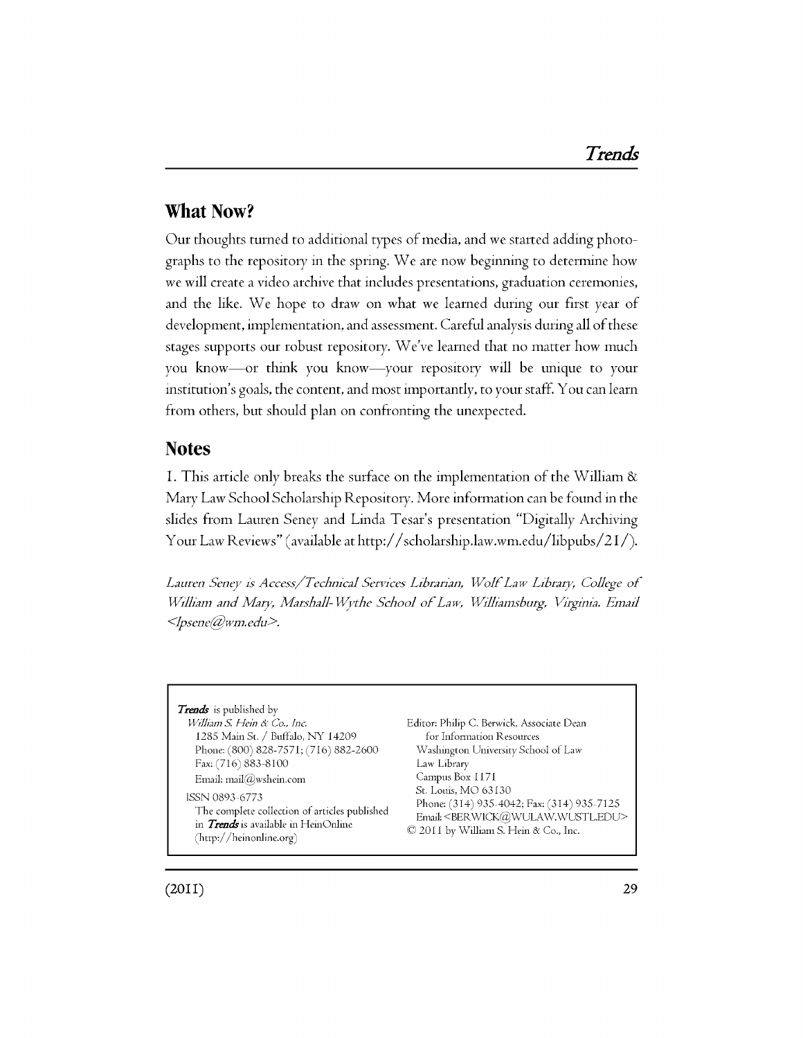## What Now?

Our thoughts turned to additional types of media, and we started adding photographs to the repository in the spring. We are now beginning to determine how we will create a video archive that includes presentations, graduation ceremonies, and the like. We hope to draw on what we learned during our first year of development, implementation, and assessment. Careful analysis during all of these stages supports our robust repository. We've learned that no matter how much you know—or think you know—your repository will be unique to your institution's goals, the content, and most importantly, to your staff. You can learn from others, but should plan on confronting the unexpected.

## Notes

1. This article only breaks the surface on the implementation of the William & Mary Law School Scholarship Repository. More information can be found in the slides from Lauren Seney and Linda Tesar's presentation "Digitally Archiving Your Law Reviews" (available at http://scholarship.law.wm.edu/libpubs/21/).

*Lauren Seney is Access/Technical Services Librarian, Wolf Law Library, College of William and Mary, Marshall-Wythe School of Law, Williamsburg, Virginia. Email <lpsene@wm.edu>.*

***Trends*** is published by
*William S. Hein & Co., Inc.*
1285 Main St. / Buffalo, NY 14209
Phone: (800) 828-7571; (716) 882-2600
Fax: (716) 883-8100
Email: mail@wshein.com

ISSN 0893-6773
The complete collection of articles published in ***Trends*** is available in HeinOnline (http://heinonline.org)

Editor: Philip C. Berwick, Associate Dean for Information Resources
Washington University School of Law
Law Library
Campus Box 1171
St. Louis, MO 63130
Phone: (314) 935-4042; Fax: (314) 935-7125
Email: <BERWICK@WULAW.WUSTL.EDU>
© 2011 by William S. Hein & Co., Inc.